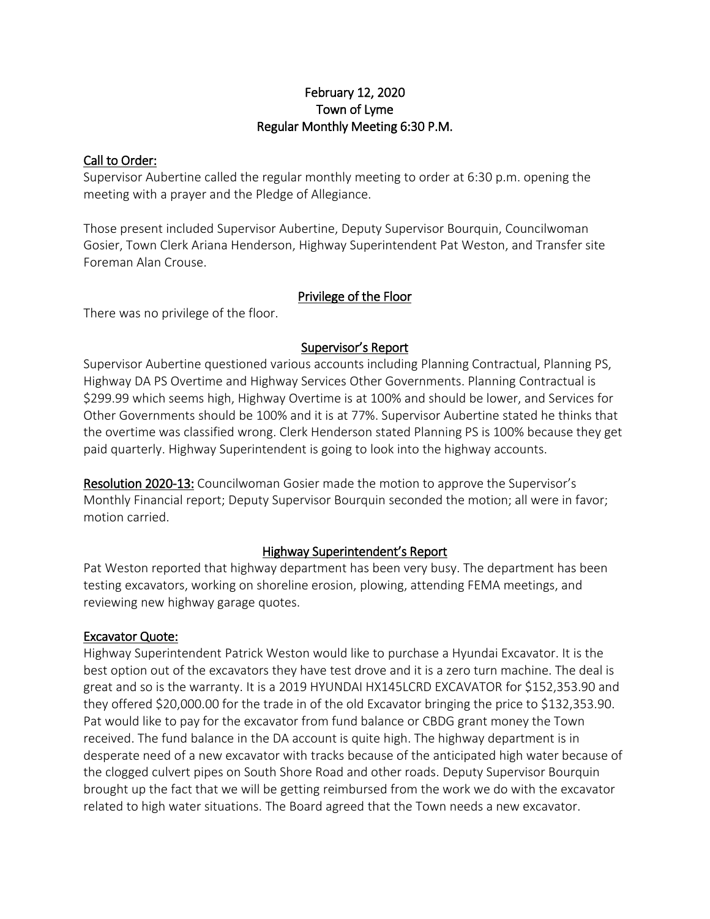# February 12, 2020
# Town of Lyme
# Regular Monthly Meeting 6:30 P.M.

## Call to Order:

Supervisor Aubertine called the regular monthly meeting to order at 6:30 p.m. opening the meeting with a prayer and the Pledge of Allegiance.

Those present included Supervisor Aubertine, Deputy Supervisor Bourquin, Councilwoman Gosier, Town Clerk Ariana Henderson, Highway Superintendent Pat Weston, and Transfer site Foreman Alan Crouse.

## Privilege of the Floor

There was no privilege of the floor.

## Supervisor's Report

Supervisor Aubertine questioned various accounts including Planning Contractual, Planning PS, Highway DA PS Overtime and Highway Services Other Governments. Planning Contractual is $299.99 which seems high, Highway Overtime is at 100% and should be lower, and Services for Other Governments should be 100% and it is at 77%. Supervisor Aubertine stated he thinks that the overtime was classified wrong. Clerk Henderson stated Planning PS is 100% because they get paid quarterly. Highway Superintendent is going to look into the highway accounts.

**Resolution 2020-13:** Councilwoman Gosier made the motion to approve the Supervisor's Monthly Financial report; Deputy Supervisor Bourquin seconded the motion; all were in favor; motion carried.

## Highway Superintendent's Report

Pat Weston reported that highway department has been very busy. The department has been testing excavators, working on shoreline erosion, plowing, attending FEMA meetings, and reviewing new highway garage quotes.

## Excavator Quote:

Highway Superintendent Patrick Weston would like to purchase a Hyundai Excavator. It is the best option out of the excavators they have test drove and it is a zero turn machine. The deal is great and so is the warranty. It is a 2019 HYUNDAI HX145LCRD EXCAVATOR for $152,353.90 and they offered $20,000.00 for the trade in of the old Excavator bringing the price to $132,353.90. Pat would like to pay for the excavator from fund balance or CBDG grant money the Town received. The fund balance in the DA account is quite high. The highway department is in desperate need of a new excavator with tracks because of the anticipated high water because of the clogged culvert pipes on South Shore Road and other roads. Deputy Supervisor Bourquin brought up the fact that we will be getting reimbursed from the work we do with the excavator related to high water situations. The Board agreed that the Town needs a new excavator.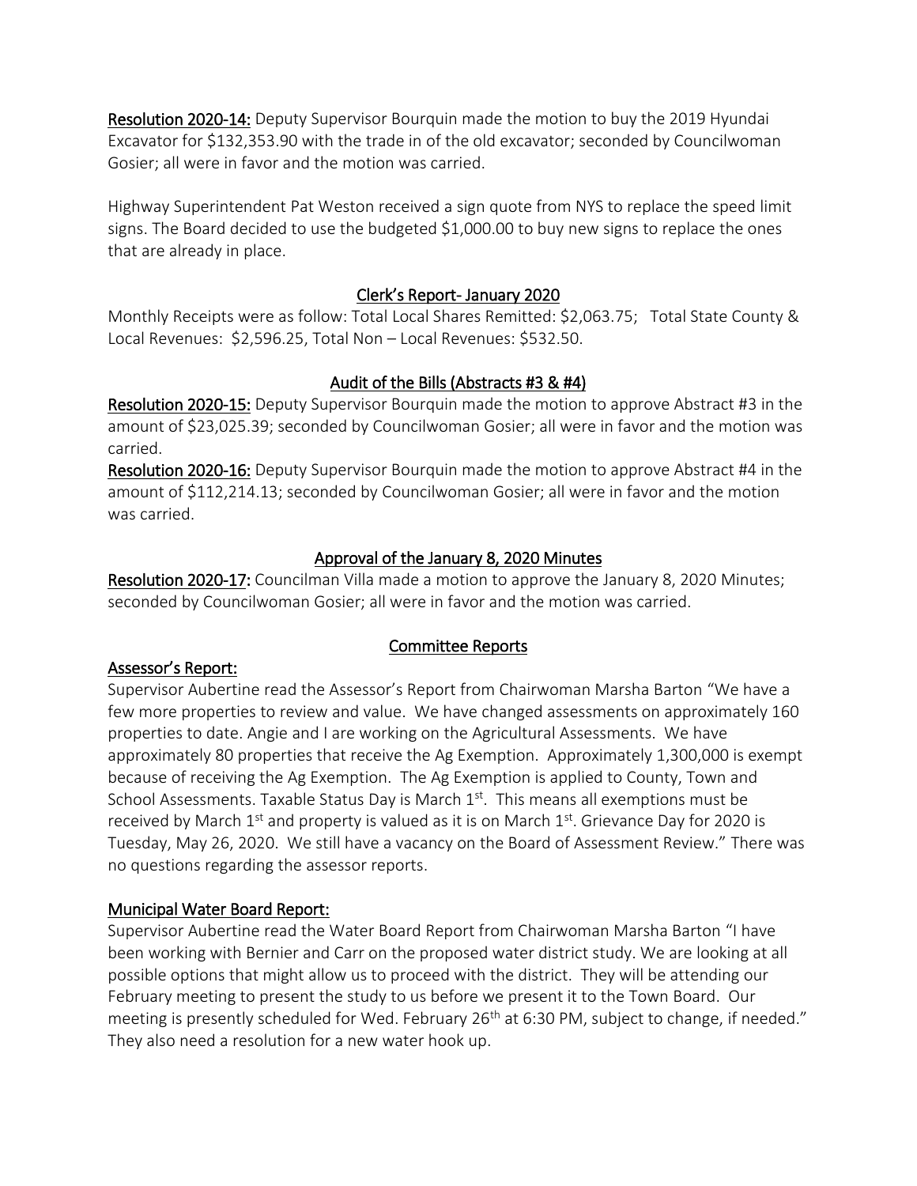**Resolution 2020-14:** Deputy Supervisor Bourquin made the motion to buy the 2019 Hyundai Excavator for $132,353.90 with the trade in of the old excavator; seconded by Councilwoman Gosier; all were in favor and the motion was carried.

Highway Superintendent Pat Weston received a sign quote from NYS to replace the speed limit signs. The Board decided to use the budgeted $1,000.00 to buy new signs to replace the ones that are already in place.

## Clerk's Report- January 2020

Monthly Receipts were as follow: Total Local Shares Remitted: $2,063.75; Total State County & Local Revenues: $2,596.25, Total Non – Local Revenues: $532.50.

## Audit of the Bills (Abstracts #3 & #4)

**Resolution 2020-15:** Deputy Supervisor Bourquin made the motion to approve Abstract #3 in the amount of $23,025.39; seconded by Councilwoman Gosier; all were in favor and the motion was carried.

**Resolution 2020-16:** Deputy Supervisor Bourquin made the motion to approve Abstract #4 in the amount of $112,214.13; seconded by Councilwoman Gosier; all were in favor and the motion was carried.

## Approval of the January 8, 2020 Minutes

**Resolution 2020-17:** Councilman Villa made a motion to approve the January 8, 2020 Minutes; seconded by Councilwoman Gosier; all were in favor and the motion was carried.

## Committee Reports

### Assessor's Report:

Supervisor Aubertine read the Assessor's Report from Chairwoman Marsha Barton "We have a few more properties to review and value. We have changed assessments on approximately 160 properties to date. Angie and I are working on the Agricultural Assessments. We have approximately 80 properties that receive the Ag Exemption. Approximately 1,300,000 is exempt because of receiving the Ag Exemption. The Ag Exemption is applied to County, Town and School Assessments. Taxable Status Day is March 1st. This means all exemptions must be received by March 1st and property is valued as it is on March 1st. Grievance Day for 2020 is Tuesday, May 26, 2020. We still have a vacancy on the Board of Assessment Review." There was no questions regarding the assessor reports.

### Municipal Water Board Report:

Supervisor Aubertine read the Water Board Report from Chairwoman Marsha Barton "I have been working with Bernier and Carr on the proposed water district study. We are looking at all possible options that might allow us to proceed with the district. They will be attending our February meeting to present the study to us before we present it to the Town Board. Our meeting is presently scheduled for Wed. February 26th at 6:30 PM, subject to change, if needed." They also need a resolution for a new water hook up.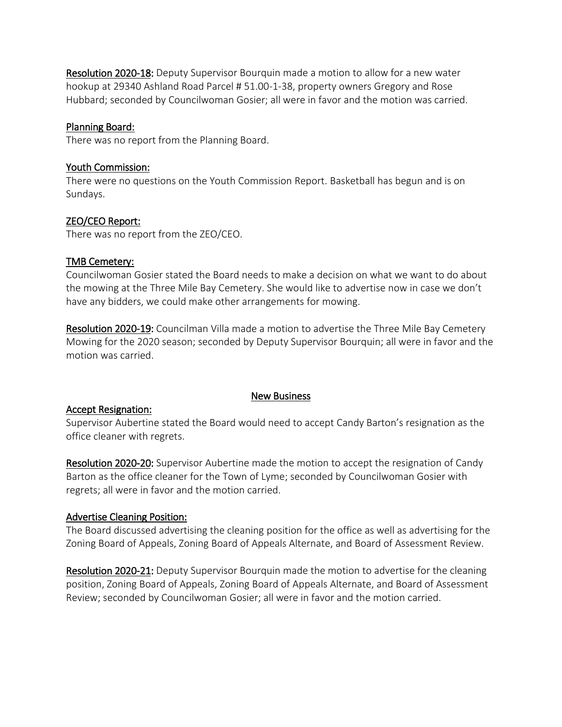**Resolution 2020-18:** Deputy Supervisor Bourquin made a motion to allow for a new water hookup at 29340 Ashland Road Parcel # 51.00-1-38, property owners Gregory and Rose Hubbard; seconded by Councilwoman Gosier; all were in favor and the motion was carried.

**Planning Board:**

There was no report from the Planning Board.

**Youth Commission:**

There were no questions on the Youth Commission Report. Basketball has begun and is on Sundays.

**ZEO/CEO Report:**

There was no report from the ZEO/CEO.

**TMB Cemetery:**

Councilwoman Gosier stated the Board needs to make a decision on what we want to do about the mowing at the Three Mile Bay Cemetery. She would like to advertise now in case we don't have any bidders, we could make other arrangements for mowing.

**Resolution 2020-19:** Councilman Villa made a motion to advertise the Three Mile Bay Cemetery Mowing for the 2020 season; seconded by Deputy Supervisor Bourquin; all were in favor and the motion was carried.

## New Business

**Accept Resignation:**

Supervisor Aubertine stated the Board would need to accept Candy Barton's resignation as the office cleaner with regrets.

**Resolution 2020-20:** Supervisor Aubertine made the motion to accept the resignation of Candy Barton as the office cleaner for the Town of Lyme; seconded by Councilwoman Gosier with regrets; all were in favor and the motion carried.

**Advertise Cleaning Position:**

The Board discussed advertising the cleaning position for the office as well as advertising for the Zoning Board of Appeals, Zoning Board of Appeals Alternate, and Board of Assessment Review.

**Resolution 2020-21:** Deputy Supervisor Bourquin made the motion to advertise for the cleaning position, Zoning Board of Appeals, Zoning Board of Appeals Alternate, and Board of Assessment Review; seconded by Councilwoman Gosier; all were in favor and the motion carried.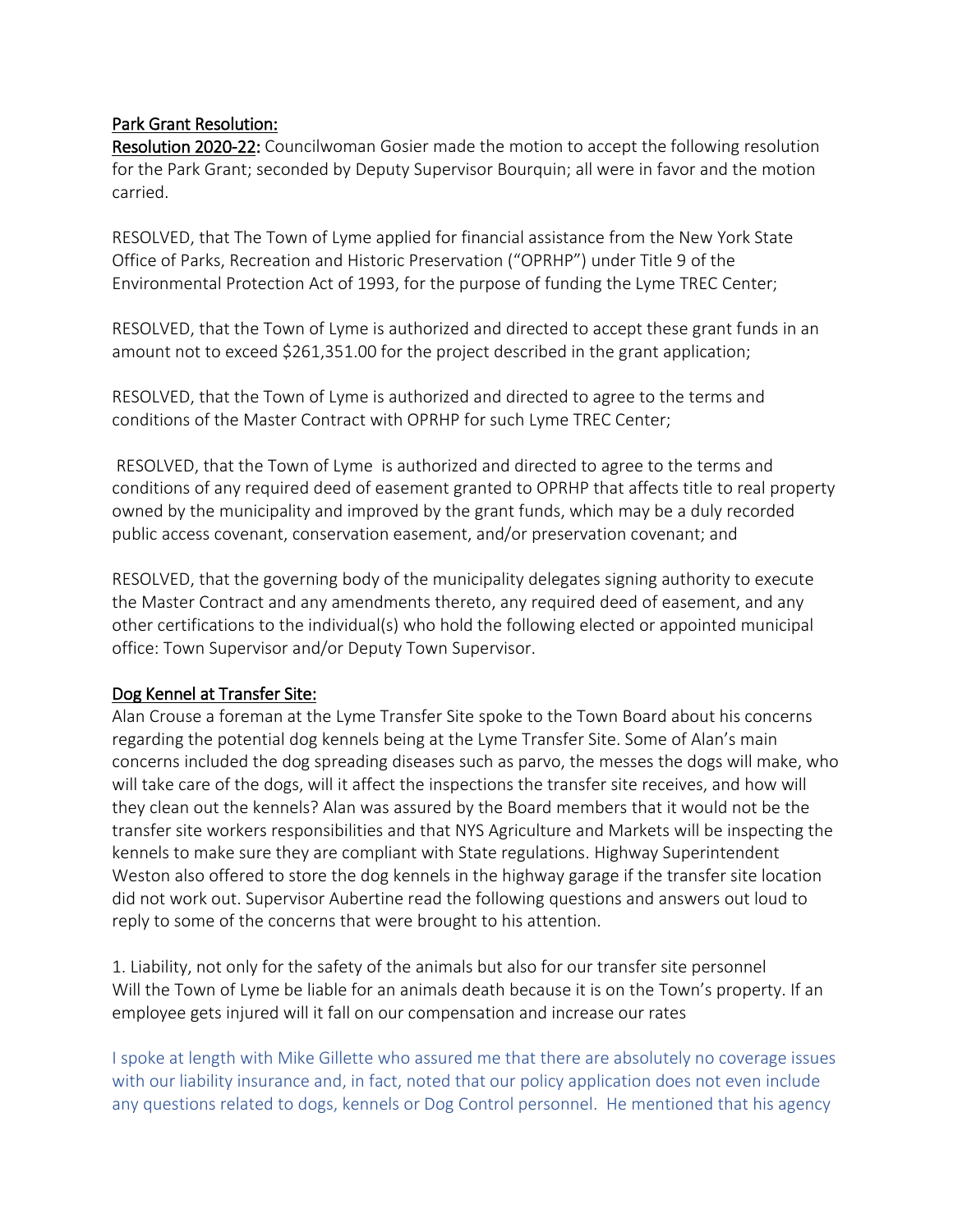<u>Park Grant Resolution:</u>

<u>**Resolution 2020-22**</u>**:** Councilwoman Gosier made the motion to accept the following resolution for the Park Grant; seconded by Deputy Supervisor Bourquin; all were in favor and the motion carried.

RESOLVED, that The Town of Lyme applied for financial assistance from the New York State Office of Parks, Recreation and Historic Preservation ("OPRHP") under Title 9 of the Environmental Protection Act of 1993, for the purpose of funding the Lyme TREC Center;

RESOLVED, that the Town of Lyme is authorized and directed to accept these grant funds in an amount not to exceed $261,351.00 for the project described in the grant application;

RESOLVED, that the Town of Lyme is authorized and directed to agree to the terms and conditions of the Master Contract with OPRHP for such Lyme TREC Center;

RESOLVED, that the Town of Lyme is authorized and directed to agree to the terms and conditions of any required deed of easement granted to OPRHP that affects title to real property owned by the municipality and improved by the grant funds, which may be a duly recorded public access covenant, conservation easement, and/or preservation covenant; and

RESOLVED, that the governing body of the municipality delegates signing authority to execute the Master Contract and any amendments thereto, any required deed of easement, and any other certifications to the individual(s) who hold the following elected or appointed municipal office: Town Supervisor and/or Deputy Town Supervisor.

<u>Dog Kennel at Transfer Site:</u>

Alan Crouse a foreman at the Lyme Transfer Site spoke to the Town Board about his concerns regarding the potential dog kennels being at the Lyme Transfer Site. Some of Alan's main concerns included the dog spreading diseases such as parvo, the messes the dogs will make, who will take care of the dogs, will it affect the inspections the transfer site receives, and how will they clean out the kennels? Alan was assured by the Board members that it would not be the transfer site workers responsibilities and that NYS Agriculture and Markets will be inspecting the kennels to make sure they are compliant with State regulations. Highway Superintendent Weston also offered to store the dog kennels in the highway garage if the transfer site location did not work out. Supervisor Aubertine read the following questions and answers out loud to reply to some of the concerns that were brought to his attention.

1. Liability, not only for the safety of the animals but also for our transfer site personnel
Will the Town of Lyme be liable for an animals death because it is on the Town's property. If an employee gets injured will it fall on our compensation and increase our rates

I spoke at length with Mike Gillette who assured me that there are absolutely no coverage issues with our liability insurance and, in fact, noted that our policy application does not even include any questions related to dogs, kennels or Dog Control personnel. He mentioned that his agency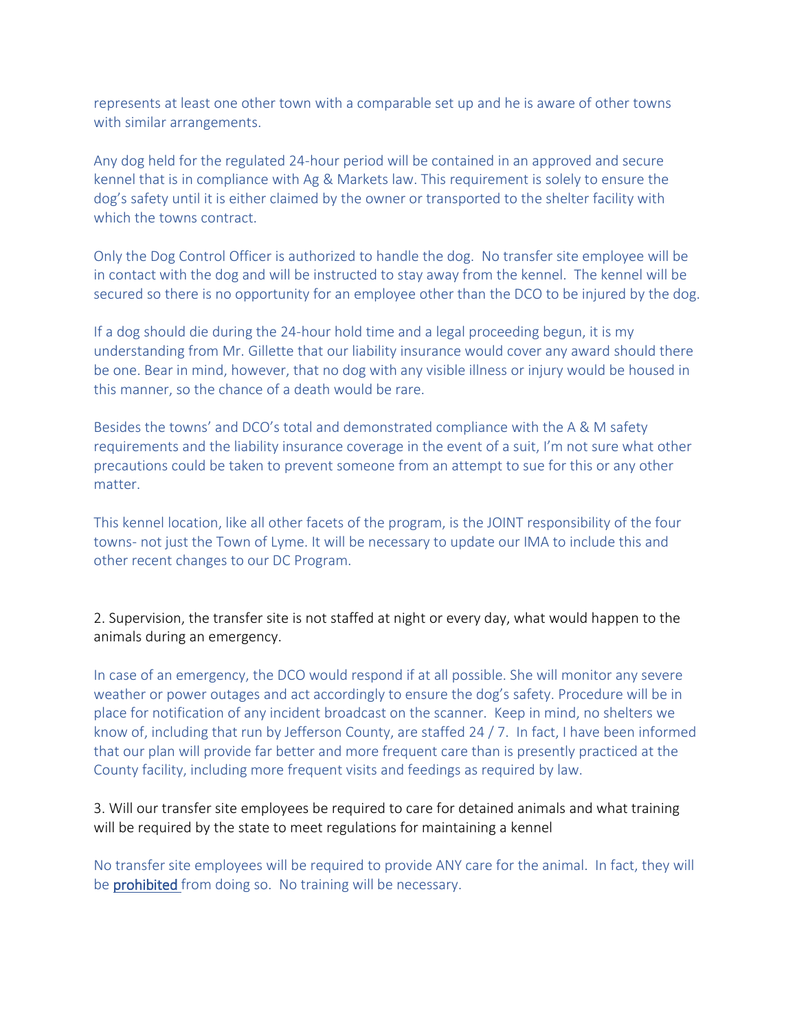represents at least one other town with a comparable set up and he is aware of other towns with similar arrangements.

Any dog held for the regulated 24-hour period will be contained in an approved and secure kennel that is in compliance with Ag & Markets law. This requirement is solely to ensure the dog's safety until it is either claimed by the owner or transported to the shelter facility with which the towns contract.

Only the Dog Control Officer is authorized to handle the dog. No transfer site employee will be in contact with the dog and will be instructed to stay away from the kennel. The kennel will be secured so there is no opportunity for an employee other than the DCO to be injured by the dog.

If a dog should die during the 24-hour hold time and a legal proceeding begun, it is my understanding from Mr. Gillette that our liability insurance would cover any award should there be one. Bear in mind, however, that no dog with any visible illness or injury would be housed in this manner, so the chance of a death would be rare.

Besides the towns' and DCO's total and demonstrated compliance with the A & M safety requirements and the liability insurance coverage in the event of a suit, I'm not sure what other precautions could be taken to prevent someone from an attempt to sue for this or any other matter.

This kennel location, like all other facets of the program, is the JOINT responsibility of the four towns- not just the Town of Lyme. It will be necessary to update our IMA to include this and other recent changes to our DC Program.

2. Supervision, the transfer site is not staffed at night or every day, what would happen to the animals during an emergency.

In case of an emergency, the DCO would respond if at all possible. She will monitor any severe weather or power outages and act accordingly to ensure the dog's safety. Procedure will be in place for notification of any incident broadcast on the scanner. Keep in mind, no shelters we know of, including that run by Jefferson County, are staffed 24 / 7. In fact, I have been informed that our plan will provide far better and more frequent care than is presently practiced at the County facility, including more frequent visits and feedings as required by law.

3. Will our transfer site employees be required to care for detained animals and what training will be required by the state to meet regulations for maintaining a kennel

No transfer site employees will be required to provide ANY care for the animal. In fact, they will be **prohibited** from doing so. No training will be necessary.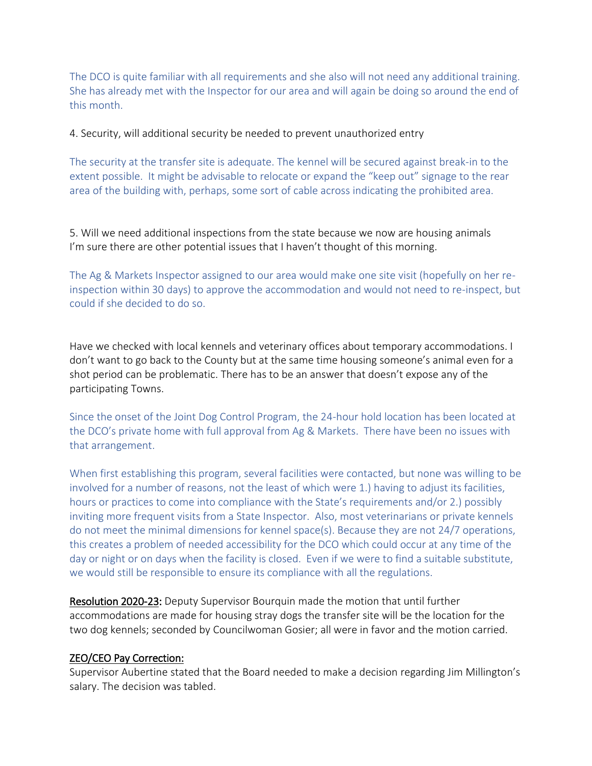The DCO is quite familiar with all requirements and she also will not need any additional training. She has already met with the Inspector for our area and will again be doing so around the end of this month.

4. Security, will additional security be needed to prevent unauthorized entry

The security at the transfer site is adequate. The kennel will be secured against break-in to the extent possible. It might be advisable to relocate or expand the "keep out" signage to the rear area of the building with, perhaps, some sort of cable across indicating the prohibited area.

5. Will we need additional inspections from the state because we now are housing animals I'm sure there are other potential issues that I haven't thought of this morning.

The Ag & Markets Inspector assigned to our area would make one site visit (hopefully on her re-inspection within 30 days) to approve the accommodation and would not need to re-inspect, but could if she decided to do so.

Have we checked with local kennels and veterinary offices about temporary accommodations. I don't want to go back to the County but at the same time housing someone's animal even for a shot period can be problematic. There has to be an answer that doesn't expose any of the participating Towns.

Since the onset of the Joint Dog Control Program, the 24-hour hold location has been located at the DCO's private home with full approval from Ag & Markets. There have been no issues with that arrangement.

When first establishing this program, several facilities were contacted, but none was willing to be involved for a number of reasons, not the least of which were 1.) having to adjust its facilities, hours or practices to come into compliance with the State's requirements and/or 2.) possibly inviting more frequent visits from a State Inspector. Also, most veterinarians or private kennels do not meet the minimal dimensions for kennel space(s). Because they are not 24/7 operations, this creates a problem of needed accessibility for the DCO which could occur at any time of the day or night or on days when the facility is closed. Even if we were to find a suitable substitute, we would still be responsible to ensure its compliance with all the regulations.

Resolution 2020-23: Deputy Supervisor Bourquin made the motion that until further accommodations are made for housing stray dogs the transfer site will be the location for the two dog kennels; seconded by Councilwoman Gosier; all were in favor and the motion carried.

ZEO/CEO Pay Correction:

Supervisor Aubertine stated that the Board needed to make a decision regarding Jim Millington's salary. The decision was tabled.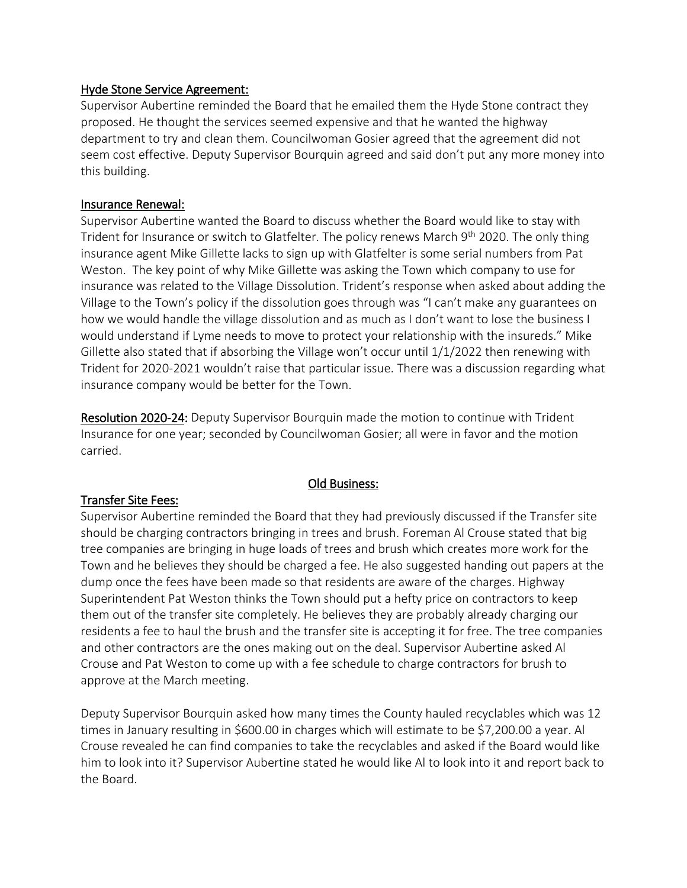## Hyde Stone Service Agreement:

Supervisor Aubertine reminded the Board that he emailed them the Hyde Stone contract they proposed. He thought the services seemed expensive and that he wanted the highway department to try and clean them. Councilwoman Gosier agreed that the agreement did not seem cost effective. Deputy Supervisor Bourquin agreed and said don't put any more money into this building.

## Insurance Renewal:

Supervisor Aubertine wanted the Board to discuss whether the Board would like to stay with Trident for Insurance or switch to Glatfelter. The policy renews March 9th 2020. The only thing insurance agent Mike Gillette lacks to sign up with Glatfelter is some serial numbers from Pat Weston. The key point of why Mike Gillette was asking the Town which company to use for insurance was related to the Village Dissolution. Trident's response when asked about adding the Village to the Town's policy if the dissolution goes through was "I can't make any guarantees on how we would handle the village dissolution and as much as I don't want to lose the business I would understand if Lyme needs to move to protect your relationship with the insureds." Mike Gillette also stated that if absorbing the Village won't occur until 1/1/2022 then renewing with Trident for 2020-2021 wouldn't raise that particular issue. There was a discussion regarding what insurance company would be better for the Town.

**Resolution 2020-24:** Deputy Supervisor Bourquin made the motion to continue with Trident Insurance for one year; seconded by Councilwoman Gosier; all were in favor and the motion carried.

## Old Business:

## Transfer Site Fees:

Supervisor Aubertine reminded the Board that they had previously discussed if the Transfer site should be charging contractors bringing in trees and brush. Foreman Al Crouse stated that big tree companies are bringing in huge loads of trees and brush which creates more work for the Town and he believes they should be charged a fee. He also suggested handing out papers at the dump once the fees have been made so that residents are aware of the charges. Highway Superintendent Pat Weston thinks the Town should put a hefty price on contractors to keep them out of the transfer site completely. He believes they are probably already charging our residents a fee to haul the brush and the transfer site is accepting it for free. The tree companies and other contractors are the ones making out on the deal. Supervisor Aubertine asked Al Crouse and Pat Weston to come up with a fee schedule to charge contractors for brush to approve at the March meeting.

Deputy Supervisor Bourquin asked how many times the County hauled recyclables which was 12 times in January resulting in $600.00 in charges which will estimate to be $7,200.00 a year. Al Crouse revealed he can find companies to take the recyclables and asked if the Board would like him to look into it? Supervisor Aubertine stated he would like Al to look into it and report back to the Board.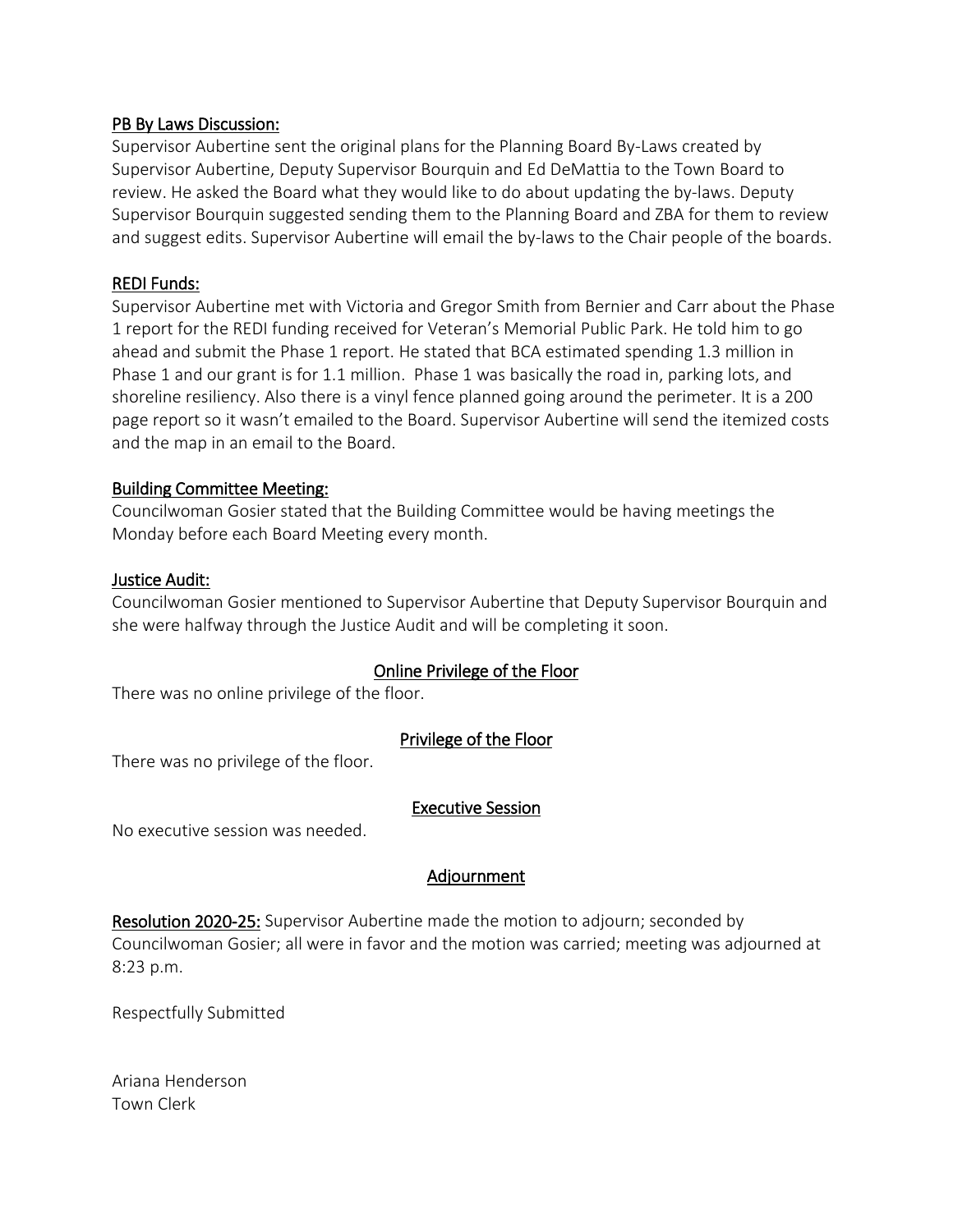PB By Laws Discussion:

Supervisor Aubertine sent the original plans for the Planning Board By-Laws created by Supervisor Aubertine, Deputy Supervisor Bourquin and Ed DeMattia to the Town Board to review. He asked the Board what they would like to do about updating the by-laws. Deputy Supervisor Bourquin suggested sending them to the Planning Board and ZBA for them to review and suggest edits. Supervisor Aubertine will email the by-laws to the Chair people of the boards.

REDI Funds:

Supervisor Aubertine met with Victoria and Gregor Smith from Bernier and Carr about the Phase 1 report for the REDI funding received for Veteran's Memorial Public Park. He told him to go ahead and submit the Phase 1 report. He stated that BCA estimated spending 1.3 million in Phase 1 and our grant is for 1.1 million. Phase 1 was basically the road in, parking lots, and shoreline resiliency. Also there is a vinyl fence planned going around the perimeter. It is a 200 page report so it wasn't emailed to the Board. Supervisor Aubertine will send the itemized costs and the map in an email to the Board.

Building Committee Meeting:

Councilwoman Gosier stated that the Building Committee would be having meetings the Monday before each Board Meeting every month.

Justice Audit:

Councilwoman Gosier mentioned to Supervisor Aubertine that Deputy Supervisor Bourquin and she were halfway through the Justice Audit and will be completing it soon.

## Online Privilege of the Floor

There was no online privilege of the floor.

## Privilege of the Floor

There was no privilege of the floor.

## Executive Session

No executive session was needed.

## Adjournment

**Resolution 2020-25:** Supervisor Aubertine made the motion to adjourn; seconded by Councilwoman Gosier; all were in favor and the motion was carried; meeting was adjourned at 8:23 p.m.

Respectfully Submitted

Ariana Henderson
Town Clerk